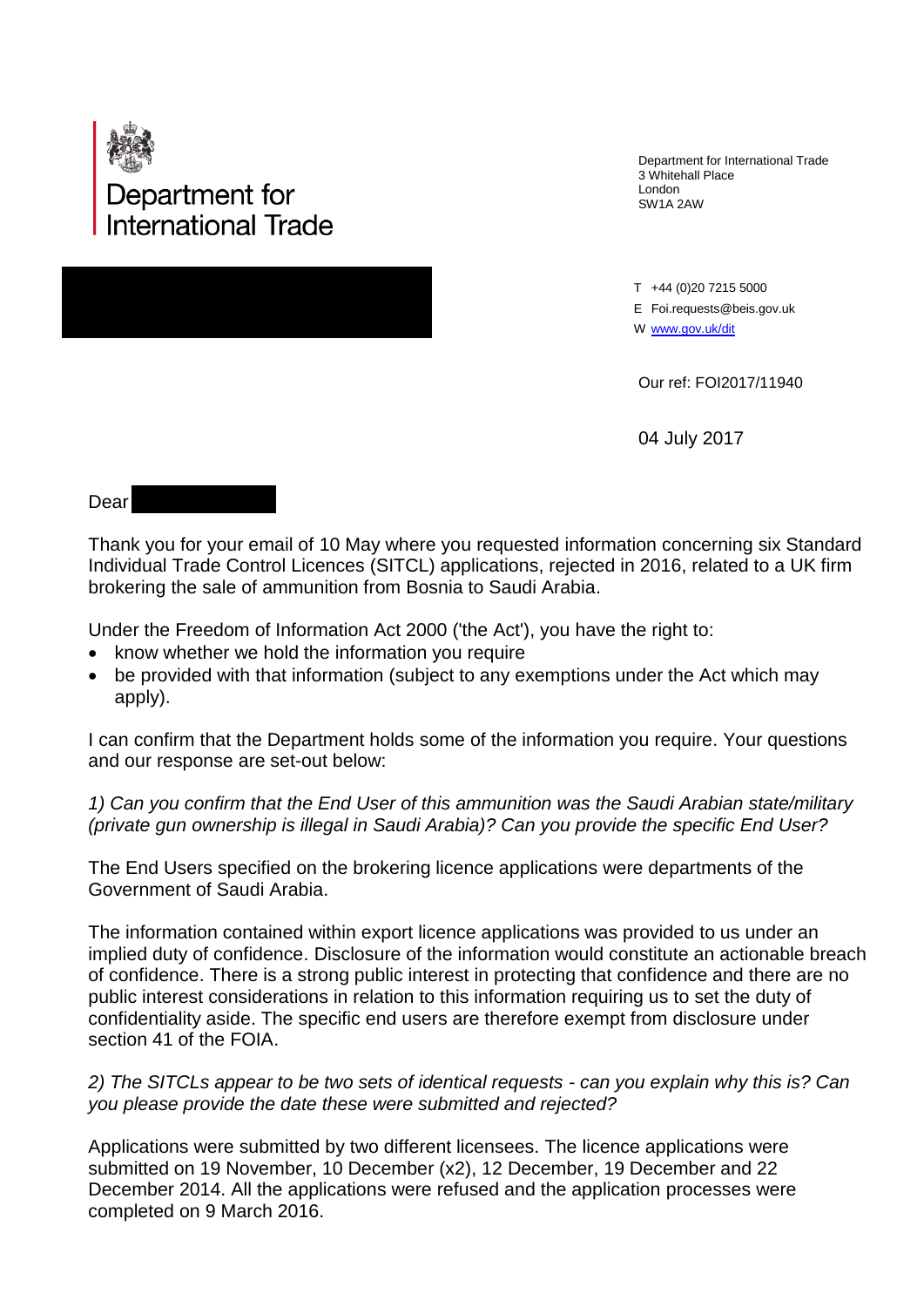# Department for International Trade

Department for International Trade
3 Whitehall Place
London
SW1A 2AW

T +44 (0)20 7215 5000
E Foi.requests@beis.gov.uk
W www.gov.uk/dit

Our ref: FOI2017/11940

04 July 2017

Dear

Thank you for your email of 10 May where you requested information concerning six Standard Individual Trade Control Licences (SITCL) applications, rejected in 2016, related to a UK firm brokering the sale of ammunition from Bosnia to Saudi Arabia.

Under the Freedom of Information Act 2000 ('the Act'), you have the right to:

- know whether we hold the information you require
- be provided with that information (subject to any exemptions under the Act which may apply).

I can confirm that the Department holds some of the information you require. Your questions and our response are set-out below:

*1) Can you confirm that the End User of this ammunition was the Saudi Arabian state/military (private gun ownership is illegal in Saudi Arabia)? Can you provide the specific End User?*

The End Users specified on the brokering licence applications were departments of the Government of Saudi Arabia.

The information contained within export licence applications was provided to us under an implied duty of confidence. Disclosure of the information would constitute an actionable breach of confidence. There is a strong public interest in protecting that confidence and there are no public interest considerations in relation to this information requiring us to set the duty of confidentiality aside. The specific end users are therefore exempt from disclosure under section 41 of the FOIA.

*2) The SITCLs appear to be two sets of identical requests - can you explain why this is? Can you please provide the date these were submitted and rejected?*

Applications were submitted by two different licensees. The licence applications were submitted on 19 November, 10 December (x2), 12 December, 19 December and 22 December 2014. All the applications were refused and the application processes were completed on 9 March 2016.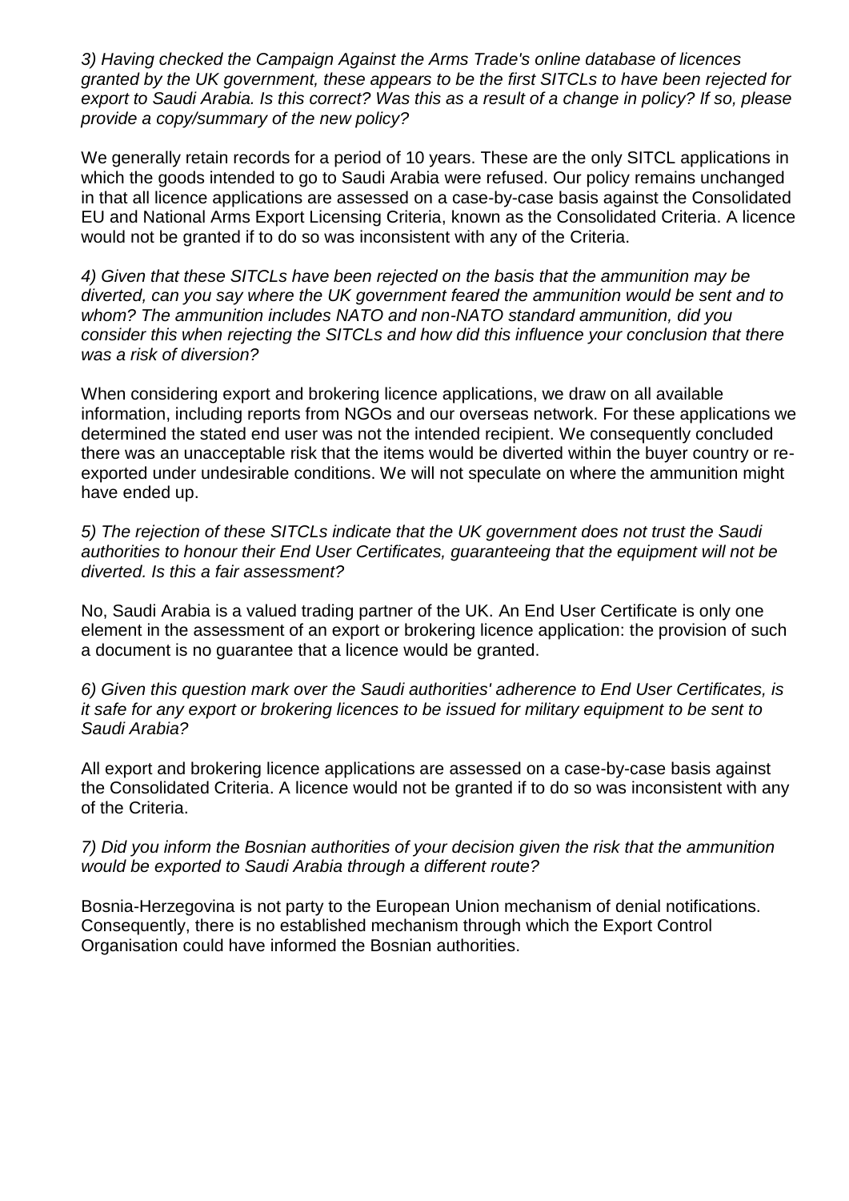*3) Having checked the Campaign Against the Arms Trade's online database of licences granted by the UK government, these appears to be the first SITCLs to have been rejected for export to Saudi Arabia. Is this correct? Was this as a result of a change in policy? If so, please provide a copy/summary of the new policy?*

We generally retain records for a period of 10 years. These are the only SITCL applications in which the goods intended to go to Saudi Arabia were refused. Our policy remains unchanged in that all licence applications are assessed on a case-by-case basis against the Consolidated EU and National Arms Export Licensing Criteria, known as the Consolidated Criteria. A licence would not be granted if to do so was inconsistent with any of the Criteria.

*4) Given that these SITCLs have been rejected on the basis that the ammunition may be diverted, can you say where the UK government feared the ammunition would be sent and to whom? The ammunition includes NATO and non-NATO standard ammunition, did you consider this when rejecting the SITCLs and how did this influence your conclusion that there was a risk of diversion?*

When considering export and brokering licence applications, we draw on all available information, including reports from NGOs and our overseas network. For these applications we determined the stated end user was not the intended recipient. We consequently concluded there was an unacceptable risk that the items would be diverted within the buyer country or re-exported under undesirable conditions. We will not speculate on where the ammunition might have ended up.

*5) The rejection of these SITCLs indicate that the UK government does not trust the Saudi authorities to honour their End User Certificates, guaranteeing that the equipment will not be diverted. Is this a fair assessment?*

No, Saudi Arabia is a valued trading partner of the UK. An End User Certificate is only one element in the assessment of an export or brokering licence application: the provision of such a document is no guarantee that a licence would be granted.

*6) Given this question mark over the Saudi authorities' adherence to End User Certificates, is it safe for any export or brokering licences to be issued for military equipment to be sent to Saudi Arabia?*

All export and brokering licence applications are assessed on a case-by-case basis against the Consolidated Criteria. A licence would not be granted if to do so was inconsistent with any of the Criteria.

*7) Did you inform the Bosnian authorities of your decision given the risk that the ammunition would be exported to Saudi Arabia through a different route?*

Bosnia-Herzegovina is not party to the European Union mechanism of denial notifications. Consequently, there is no established mechanism through which the Export Control Organisation could have informed the Bosnian authorities.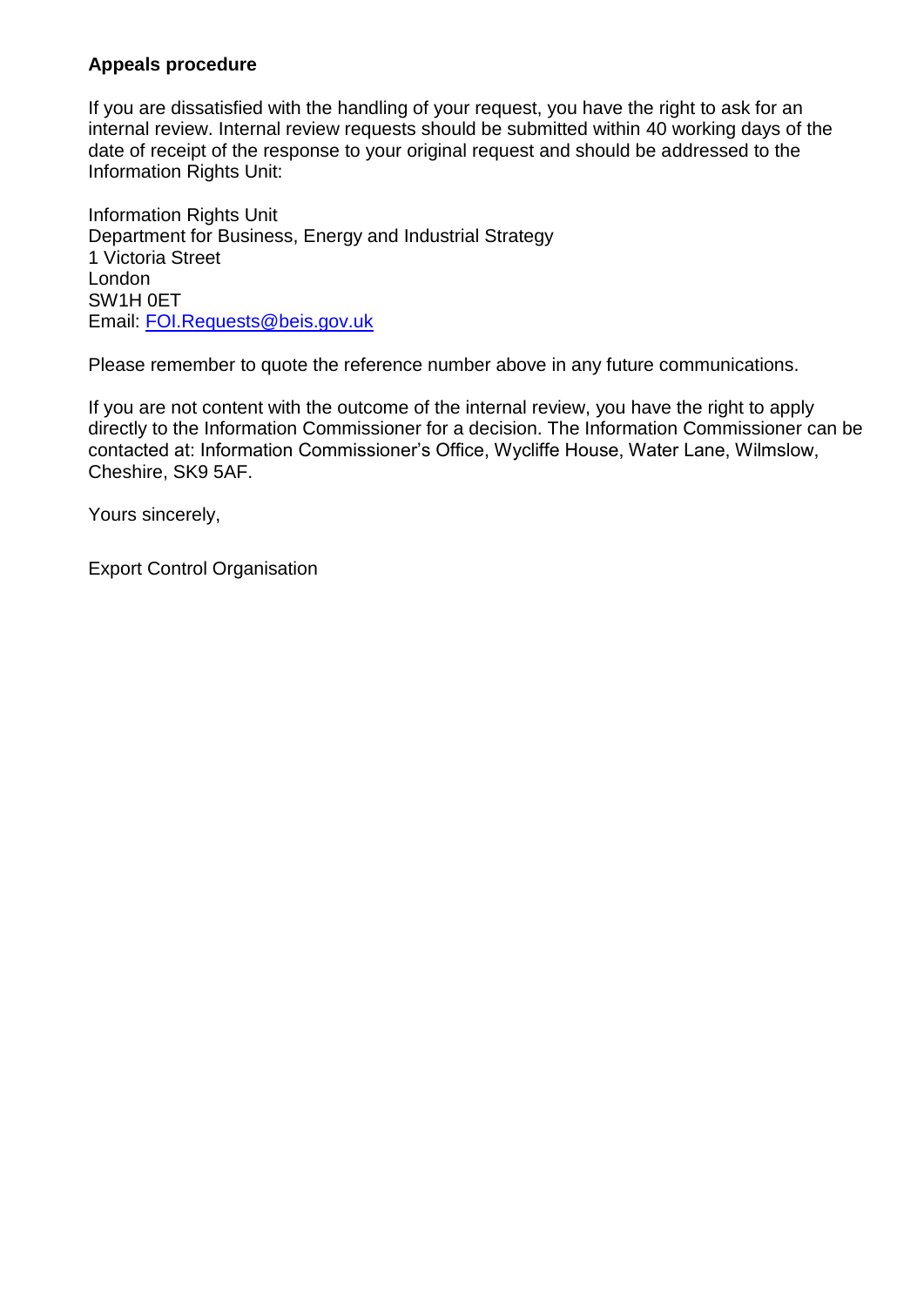**Appeals procedure**

If you are dissatisfied with the handling of your request, you have the right to ask for an internal review. Internal review requests should be submitted within 40 working days of the date of receipt of the response to your original request and should be addressed to the Information Rights Unit:

Information Rights Unit
Department for Business, Energy and Industrial Strategy
1 Victoria Street
London
SW1H 0ET
Email: FOI.Requests@beis.gov.uk

Please remember to quote the reference number above in any future communications.

If you are not content with the outcome of the internal review, you have the right to apply directly to the Information Commissioner for a decision. The Information Commissioner can be contacted at: Information Commissioner's Office, Wycliffe House, Water Lane, Wilmslow, Cheshire, SK9 5AF.

Yours sincerely,

Export Control Organisation